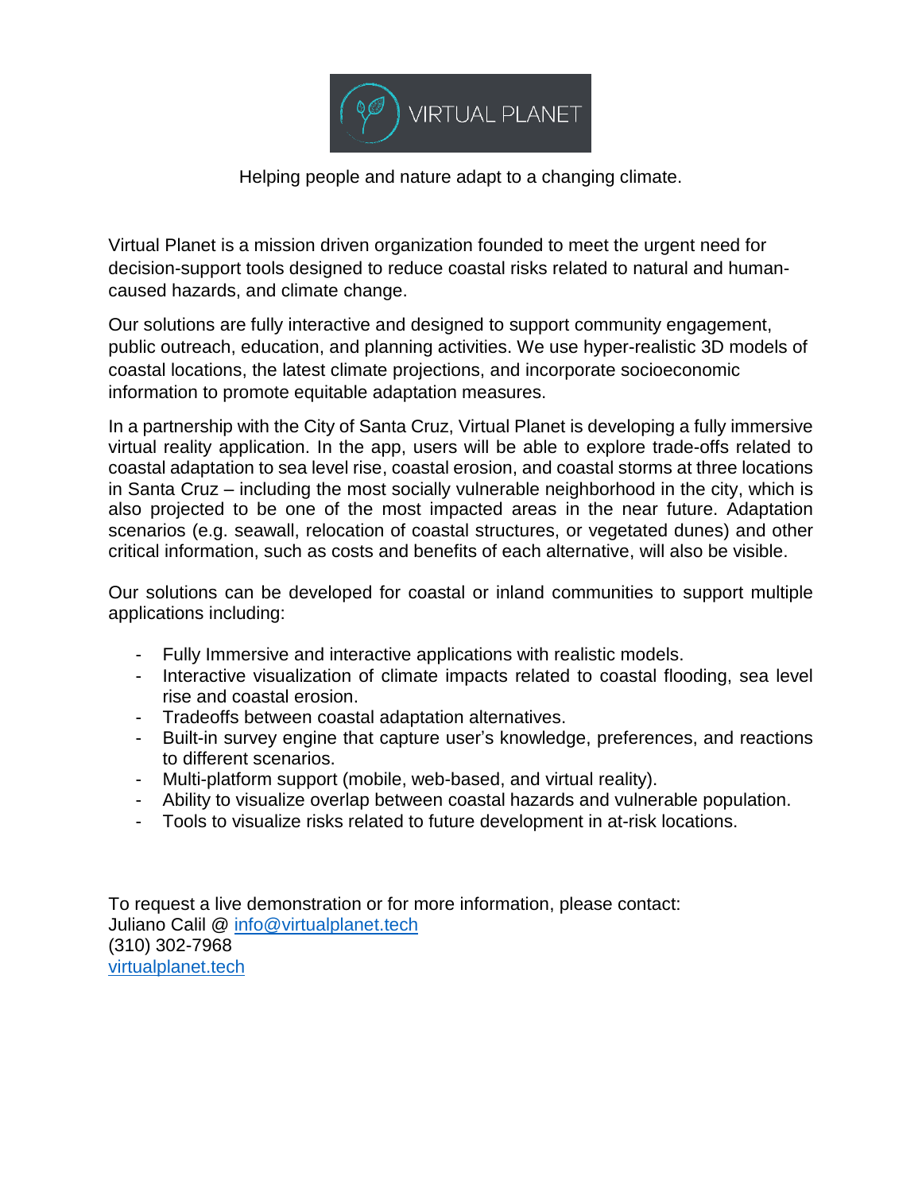# VIRTUAL PLANET

Helping people and nature adapt to a changing climate.

Virtual Planet is a mission driven organization founded to meet the urgent need for decision-support tools designed to reduce coastal risks related to natural and human-caused hazards, and climate change.

Our solutions are fully interactive and designed to support community engagement, public outreach, education, and planning activities. We use hyper-realistic 3D models of coastal locations, the latest climate projections, and incorporate socioeconomic information to promote equitable adaptation measures.

In a partnership with the City of Santa Cruz, Virtual Planet is developing a fully immersive virtual reality application. In the app, users will be able to explore trade-offs related to coastal adaptation to sea level rise, coastal erosion, and coastal storms at three locations in Santa Cruz – including the most socially vulnerable neighborhood in the city, which is also projected to be one of the most impacted areas in the near future. Adaptation scenarios (e.g. seawall, relocation of coastal structures, or vegetated dunes) and other critical information, such as costs and benefits of each alternative, will also be visible.

Our solutions can be developed for coastal or inland communities to support multiple applications including:

- Fully Immersive and interactive applications with realistic models.
- Interactive visualization of climate impacts related to coastal flooding, sea level rise and coastal erosion.
- Tradeoffs between coastal adaptation alternatives.
- Built-in survey engine that capture user's knowledge, preferences, and reactions to different scenarios.
- Multi-platform support (mobile, web-based, and virtual reality).
- Ability to visualize overlap between coastal hazards and vulnerable population.
- Tools to visualize risks related to future development in at-risk locations.

To request a live demonstration or for more information, please contact:
Juliano Calil @ [info@virtualplanet.tech](mailto:info@virtualplanet.tech)
(310) 302-7968
[virtualplanet.tech](http://virtualplanet.tech)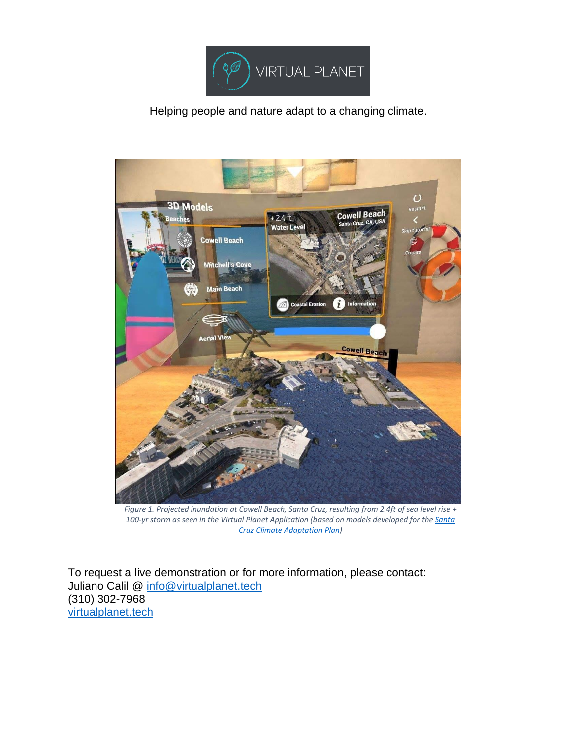VIRTUAL PLANET

Helping people and nature adapt to a changing climate.

*Figure 1. Projected inundation at Cowell Beach, Santa Cruz, resulting from 2.4ft of sea level rise + 100-yr storm as seen in the Virtual Planet Application (based on models developed for the [Santa Cruz Climate Adaptation Plan](#))*

To request a live demonstration or for more information, please contact:
Juliano Calil @ [info@virtualplanet.tech](mailto:info@virtualplanet.tech)
(310) 302-7968
[virtualplanet.tech](https://virtualplanet.tech)